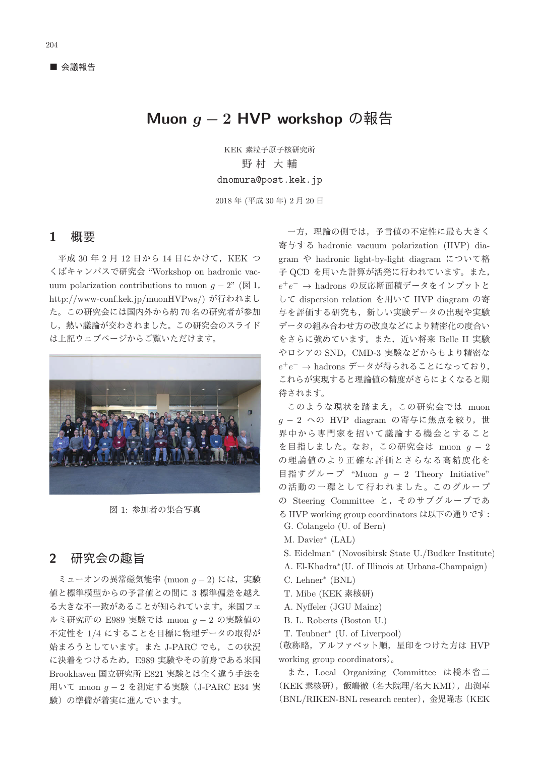■ 会議報告

# Muon $g-2$ HVP workshop の報告

KEK 素粒子原子核研究所

野 村 大 輔

dnomura@post.kek.jp

2018 年 (平成 30 年) 2 月 20 日

## 1 概要

平成 30 年 2 月 12 日から 14 日にかけて，KEK つくばキャンパスで研究会 “Workshop on hadronic vacuum polarization contributions to muon $g-2$” (図 1, http://www-conf.kek.jp/muonHVPws/) が行われました。この研究会には国内外から約 70 名の研究者が参加し，熱い議論が交わされました。この研究会のスライドは上記ウェブページからご覧いただけます。

図 1: 参加者の集合写真

## 2 研究会の趣旨

ミューオンの異常磁気能率 (muon $g-2$) には，実験値と標準模型からの予言値との間に 3 標準偏差を越える大きな不一致があることが知られています。米国フェルミ研究所の E989 実験では muon $g-2$ の実験値の不定性を 1/4 にすることを目標に物理データの取得が始まろうとしています。また J-PARC でも，この状況に決着をつけるため，E989 実験やその前身である米国 Brookhaven 国立研究所 E821 実験とは全く違う手法を用いて muon $g-2$ を測定する実験（J-PARC E34 実験）の準備が着実に進んでいます。

一方，理論の側では，予言値の不定性に最も大きく寄与する hadronic vacuum polarization (HVP) diagram や hadronic light-by-light diagram について格子 QCD を用いた計算が活発に行われています。また，$e^+e^- \to$ hadrons の反応断面積データをインプットとして dispersion relation を用いて HVP diagram の寄与を評価する研究も，新しい実験データの出現や実験データの組み合わせ方の改良などにより精密化の度合いをさらに強めています。また，近い将来 Belle II 実験やロシアの SND，CMD-3 実験などからもより精密な $e^+e^- \to$ hadrons データが得られることになっており，これらが実現すると理論値の精度がさらによくなると期待されます。

このような現状を踏まえ，この研究会では muon $g-2$ への HVP diagram の寄与に焦点を絞り，世界中から専門家を招いて議論する機会とすることを目指しました。なお，この研究会は muon $g-2$ の理論値のより正確な評価とさらなる高精度化を目指すグループ “Muon $g-2$ Theory Initiative” の活動の一環として行われました。このグループの Steering Committee と，そのサブグループである HVP working group coordinators は以下の通りです:

G. Colangelo (U. of Bern)
M. Davier* (LAL)
S. Eidelman* (Novosibirsk State U./Budker Institute)
A. El-Khadra*(U. of Illinois at Urbana-Champaign)
C. Lehner* (BNL)
T. Mibe (KEK 素核研)
A. Nyffeler (JGU Mainz)
B. L. Roberts (Boston U.)
T. Teubner* (U. of Liverpool)

（敬称略，アルファベット順，星印をつけた方は HVP working group coordinators）。

また，Local Organizing Committee は橋本省二（KEK 素核研），飯嶋徹（名大院理/名大 KMI），出渕卓（BNL/RIKEN-BNL research center），金児隆志（KEK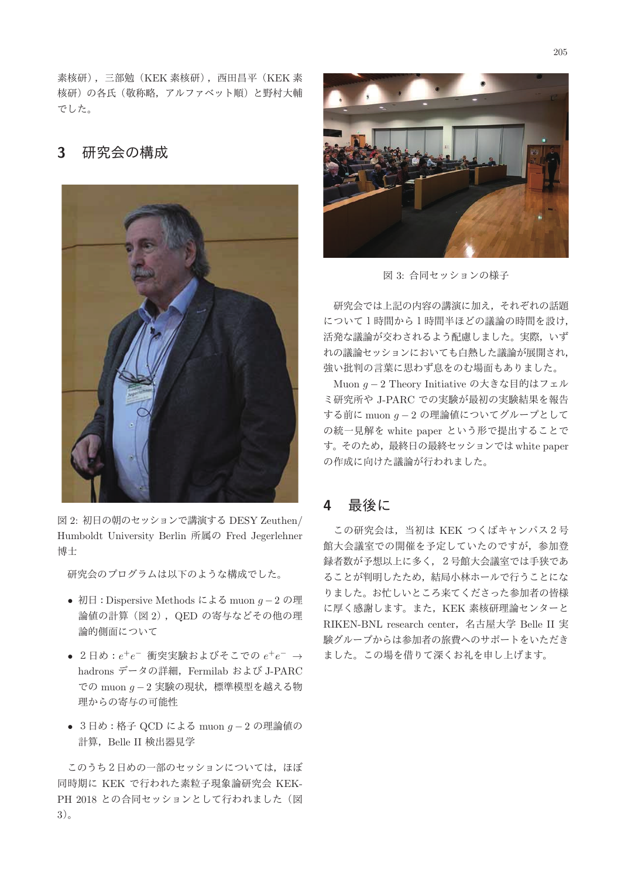素核研），三部勉（KEK 素核研），西田昌平（KEK 素核研）の各氏（敬称略，アルファベット順）と野村大輔でした。

## 3　研究会の構成

図 2: 初日の朝のセッションで講演する DESY Zeuthen/ Humboldt University Berlin 所属の Fred Jegerlehner 博士

研究会のプログラムは以下のような構成でした。

- 初日 : Dispersive Methods による muon $g-2$ の理論値の計算（図 2），QED の寄与などその他の理論的側面について
- ２日め : $e^+e^-$ 衝突実験およびそこでの $e^+e^- \to$ hadrons データの詳細，Fermilab および J-PARC での muon $g-2$ 実験の現状，標準模型を越える物理からの寄与の可能性
- ３日め : 格子 QCD による muon $g-2$ の理論値の計算，Belle II 検出器見学

このうち２日めの一部のセッションについては，ほぼ同時期に KEK で行われた素粒子現象論研究会 KEK-PH 2018 との合同セッションとして行われました（図 3）。

図 3: 合同セッションの様子

研究会では上記の内容の講演に加え，それぞれの話題について 1 時間から 1 時間半ほどの議論の時間を設け，活発な議論が交わされるよう配慮しました。実際，いずれの議論セッションにおいても白熱した議論が展開され，強い批判の言葉に思わず息をのむ場面もありました。

Muon $g-2$ Theory Initiative の大きな目的はフェルミ研究所や J-PARC での実験が最初の実験結果を報告する前に muon $g-2$ の理論値についてグループとしての統一見解を white paper という形で提出することです。そのため，最終日の最終セッションでは white paper の作成に向けた議論が行われました。

## 4　最後に

この研究会は，当初は KEK つくばキャンパス２号館大会議室での開催を予定していたのですが，参加登録者数が予想以上に多く，２号館大会議室では手狭であることが判明したため，結局小林ホールで行うことになりました。お忙しいところ来てくださった参加者の皆様に厚く感謝します。また，KEK 素核研理論センターと RIKEN-BNL research center，名古屋大学 Belle II 実験グループからは参加者の旅費へのサポートをいただきました。この場を借りて深くお礼を申し上げます。